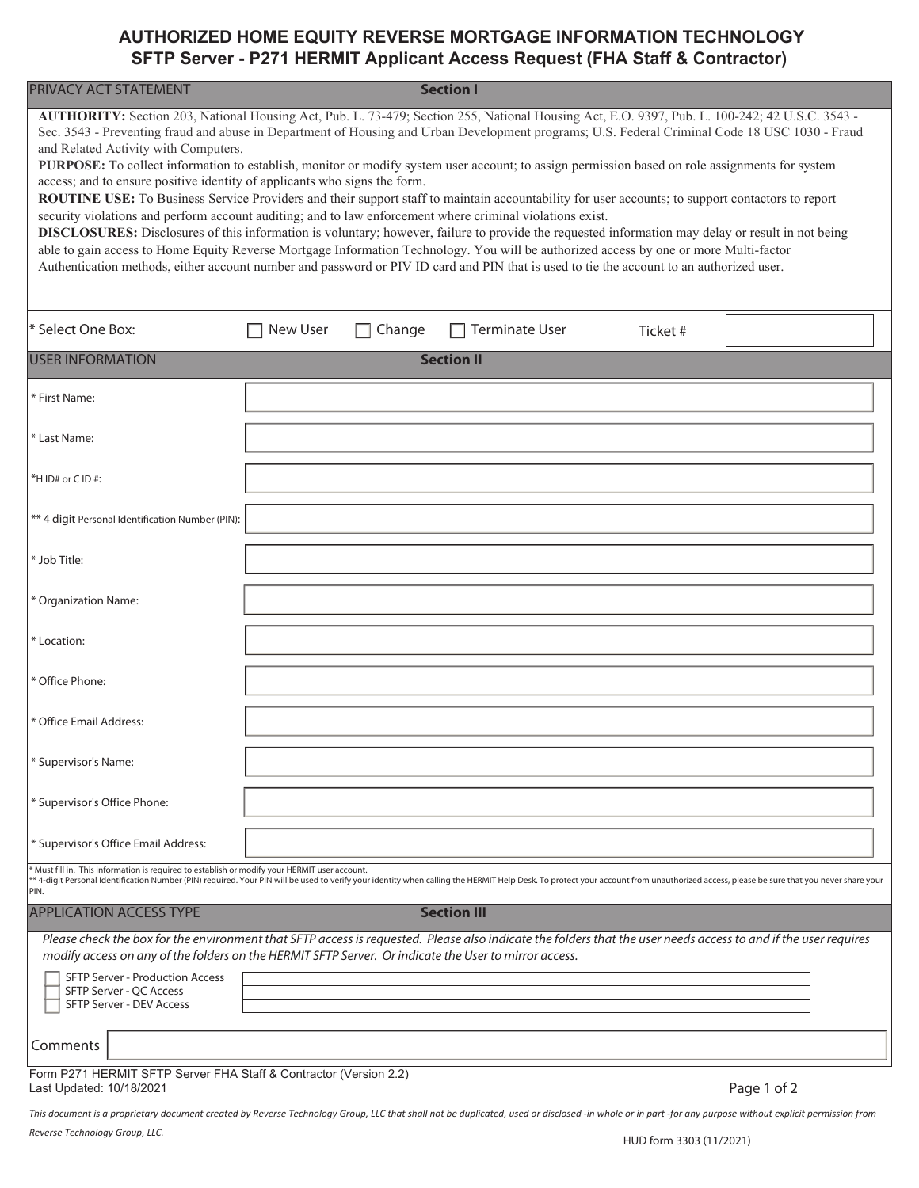# AUTHORIZED HOME EQUITY REVERSE MORTGAGE INFORMATION TECHNOLOGY

## SFTP Server - P271 HERMIT Applicant Access Request (FHA Staff & Contractor)

| PRIVACY ACT STATEMENT | Section I |
|---|---|

**AUTHORITY:** Section 203, National Housing Act, Pub. L. 73-479; Section 255, National Housing Act, E.O. 9397, Pub. L. 100-242; 42 U.S.C. 3543 - Sec. 3543 - Preventing fraud and abuse in Department of Housing and Urban Development programs; U.S. Federal Criminal Code 18 USC 1030 - Fraud and Related Activity with Computers.

**PURPOSE:** To collect information to establish, monitor or modify system user account; to assign permission based on role assignments for system access; and to ensure positive identity of applicants who signs the form.

**ROUTINE USE:** To Business Service Providers and their support staff to maintain accountability for user accounts; to support contactors to report security violations and perform account auditing; and to law enforcement where criminal violations exist.

**DISCLOSURES:** Disclosures of this information is voluntary; however, failure to provide the requested information may delay or result in not being able to gain access to Home Equity Reverse Mortgage Information Technology. You will be authorized access by one or more Multi-factor Authentication methods, either account number and password or PIV ID card and PIN that is used to tie the account to an authorized user.

| * Select One Box: | ☐ New User ☐ Change ☐ Terminate User | Ticket # | |
|---|---|---|---|

| USER INFORMATION | Section II |
|---|---|
| * First Name: | |
| * Last Name: | |
| *H ID# or C ID #: | |
| ** 4 digit Personal Identification Number (PIN): | |
| * Job Title: | |
| * Organization Name: | |
| * Location: | |
| * Office Phone: | |
| * Office Email Address: | |
| * Supervisor's Name: | |
| * Supervisor's Office Phone: | |
| * Supervisor's Office Email Address: | |

\* Must fill in. This information is required to establish or modify your HERMIT user account.
\*\* 4-digit Personal Identification Number (PIN) required. Your PIN will be used to verify your identity when calling the HERMIT Help Desk. To protect your account from unauthorized access, please be sure that you never share your PIN.

| APPLICATION ACCESS TYPE | Section III |
|---|---|

*Please check the box for the environment that SFTP access is requested. Please also indicate the folders that the user needs access to and if the user requires modify access on any of the folders on the HERMIT SFTP Server. Or indicate the User to mirror access.*

| | |
|---|---|
| ☐ SFTP Server - Production Access | |
| ☐ SFTP Server - QC Access | |
| ☐ SFTP Server - DEV Access | |

| Comments | |
|---|---|

Form P271 HERMIT SFTP Server FHA Staff & Contractor (Version 2.2)
Last Updated: 10/18/2021

*This document is a proprietary document created by Reverse Technology Group, LLC that shall not be duplicated, used or disclosed -in whole or in part -for any purpose without explicit permission from Reverse Technology Group, LLC.*

HUD form 3303 (11/2021)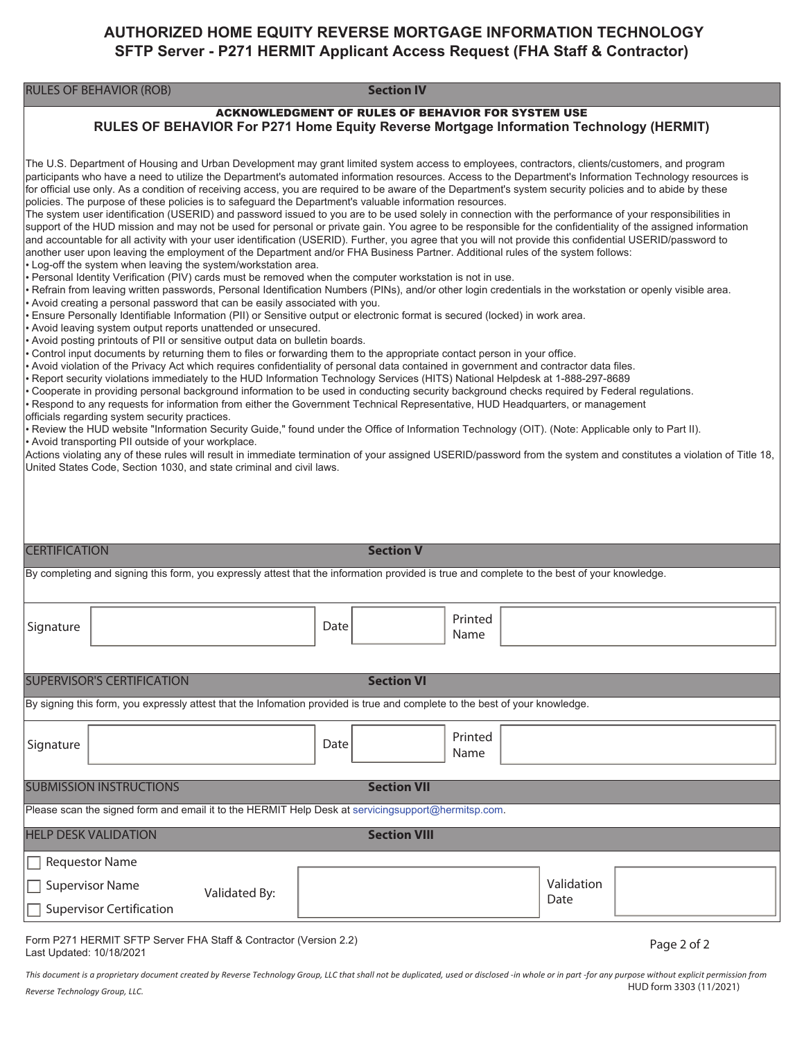# AUTHORIZED HOME EQUITY REVERSE MORTGAGE INFORMATION TECHNOLOGY
## SFTP Server - P271 HERMIT Applicant Access Request (FHA Staff & Contractor)

| RULES OF BEHAVIOR (ROB) | Section IV |
|---|---|

**ACKNOWLEDGMENT OF RULES OF BEHAVIOR FOR SYSTEM USE**
**RULES OF BEHAVIOR For P271 Home Equity Reverse Mortgage Information Technology (HERMIT)**

The U.S. Department of Housing and Urban Development may grant limited system access to employees, contractors, clients/customers, and program participants who have a need to utilize the Department's automated information resources. Access to the Department's Information Technology resources is for official use only. As a condition of receiving access, you are required to be aware of the Department's system security policies and to abide by these policies. The purpose of these policies is to safeguard the Department's valuable information resources.
The system user identification (USERID) and password issued to you are to be used solely in connection with the performance of your responsibilities in support of the HUD mission and may not be used for personal or private gain. You agree to be responsible for the confidentiality of the assigned information and accountable for all activity with your user identification (USERID). Further, you agree that you will not provide this confidential USERID/password to another user upon leaving the employment of the Department and/or FHA Business Partner. Additional rules of the system follows:

- Log-off the system when leaving the system/workstation area.
- Personal Identity Verification (PIV) cards must be removed when the computer workstation is not in use.
- Refrain from leaving written passwords, Personal Identification Numbers (PINs), and/or other login credentials in the workstation or openly visible area.
- Avoid creating a personal password that can be easily associated with you.
- Ensure Personally Identifiable Information (PII) or Sensitive output or electronic format is secured (locked) in work area.
- Avoid leaving system output reports unattended or unsecured.
- Avoid posting printouts of PII or sensitive output data on bulletin boards.
- Control input documents by returning them to files or forwarding them to the appropriate contact person in your office.
- Avoid violation of the Privacy Act which requires confidentiality of personal data contained in government and contractor data files.
- Report security violations immediately to the HUD Information Technology Services (HITS) National Helpdesk at 1-888-297-8689
- Cooperate in providing personal background information to be used in conducting security background checks required by Federal regulations.
- Respond to any requests for information from either the Government Technical Representative, HUD Headquarters, or management officials regarding system security practices.
- Review the HUD website "Information Security Guide," found under the Office of Information Technology (OIT). (Note: Applicable only to Part II).
- Avoid transporting PII outside of your workplace.

Actions violating any of these rules will result in immediate termination of your assigned USERID/password from the system and constitutes a violation of Title 18, United States Code, Section 1030, and state criminal and civil laws.

| CERTIFICATION | Section V |
|---|---|

By completing and signing this form, you expressly attest that the information provided is true and complete to the best of your knowledge.

| Signature | | Date | | Printed Name | |
|---|---|---|---|---|---|

| SUPERVISOR'S CERTIFICATION | Section VI |
|---|---|

By signing this form, you expressly attest that the Infomation provided is true and complete to the best of your knowledge.

| Signature | | Date | | Printed Name | |
|---|---|---|---|---|---|

| SUBMISSION INSTRUCTIONS | Section VII |
|---|---|

Please scan the signed form and email it to the HERMIT Help Desk at servicingsupport@hermitsp.com.

| HELP DESK VALIDATION | Section VIII |
|---|---|

- ☐ Requestor Name
- ☐ Supervisor Name
- ☐ Supervisor Certification

| Validated By: | | Validation Date | |
|---|---|---|---|

Form P271 HERMIT SFTP Server FHA Staff & Contractor (Version 2.2)
Last Updated: 10/18/2021

*This document is a proprietary document created by Reverse Technology Group, LLC that shall not be duplicated, used or disclosed -in whole or in part -for any purpose without explicit permission from Reverse Technology Group, LLC.*

HUD form 3303 (11/2021)